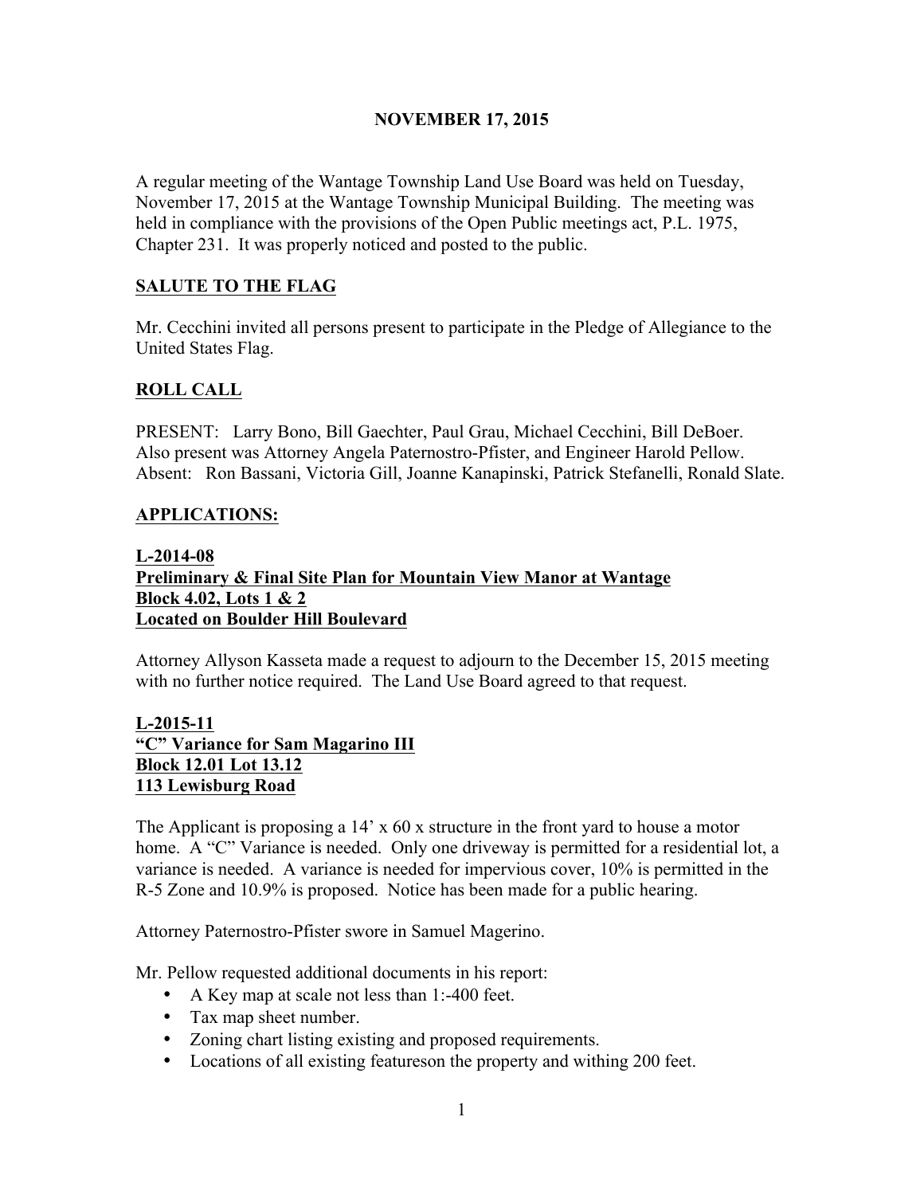**NOVEMBER 17, 2015**

A regular meeting of the Wantage Township Land Use Board was held on Tuesday, November 17, 2015 at the Wantage Township Municipal Building. The meeting was held in compliance with the provisions of the Open Public meetings act, P.L. 1975, Chapter 231. It was properly noticed and posted to the public.

**SALUTE TO THE FLAG**

Mr. Cecchini invited all persons present to participate in the Pledge of Allegiance to the United States Flag.

**ROLL CALL**

PRESENT: Larry Bono, Bill Gaechter, Paul Grau, Michael Cecchini, Bill DeBoer. Also present was Attorney Angela Paternostro-Pfister, and Engineer Harold Pellow. Absent: Ron Bassani, Victoria Gill, Joanne Kanapinski, Patrick Stefanelli, Ronald Slate.

**APPLICATIONS:**

**L-2014-08**
**Preliminary & Final Site Plan for Mountain View Manor at Wantage**
**Block 4.02, Lots 1 & 2**
**Located on Boulder Hill Boulevard**

Attorney Allyson Kasseta made a request to adjourn to the December 15, 2015 meeting with no further notice required. The Land Use Board agreed to that request.

**L-2015-11**
**"C" Variance for Sam Magarino III**
**Block 12.01 Lot 13.12**
**113 Lewisburg Road**

The Applicant is proposing a 14' x 60 x structure in the front yard to house a motor home. A "C" Variance is needed. Only one driveway is permitted for a residential lot, a variance is needed. A variance is needed for impervious cover, 10% is permitted in the R-5 Zone and 10.9% is proposed. Notice has been made for a public hearing.

Attorney Paternostro-Pfister swore in Samuel Magerino.

Mr. Pellow requested additional documents in his report:

- A Key map at scale not less than 1:-400 feet.
- Tax map sheet number.
- Zoning chart listing existing and proposed requirements.
- Locations of all existing featureson the property and withing 200 feet.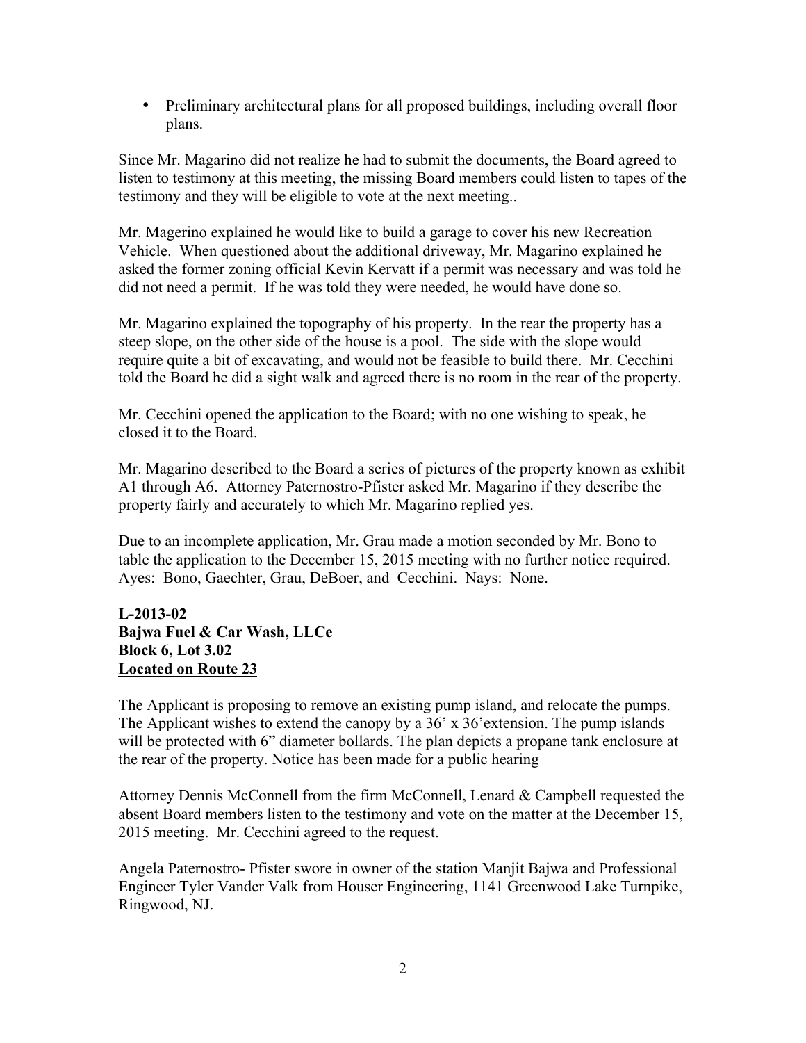- Preliminary architectural plans for all proposed buildings, including overall floor plans.

Since Mr. Magarino did not realize he had to submit the documents, the Board agreed to listen to testimony at this meeting, the missing Board members could listen to tapes of the testimony and they will be eligible to vote at the next meeting..

Mr. Magerino explained he would like to build a garage to cover his new Recreation Vehicle. When questioned about the additional driveway, Mr. Magarino explained he asked the former zoning official Kevin Kervatt if a permit was necessary and was told he did not need a permit. If he was told they were needed, he would have done so.

Mr. Magarino explained the topography of his property. In the rear the property has a steep slope, on the other side of the house is a pool. The side with the slope would require quite a bit of excavating, and would not be feasible to build there. Mr. Cecchini told the Board he did a sight walk and agreed there is no room in the rear of the property.

Mr. Cecchini opened the application to the Board; with no one wishing to speak, he closed it to the Board.

Mr. Magarino described to the Board a series of pictures of the property known as exhibit A1 through A6. Attorney Paternostro-Pfister asked Mr. Magarino if they describe the property fairly and accurately to which Mr. Magarino replied yes.

Due to an incomplete application, Mr. Grau made a motion seconded by Mr. Bono to table the application to the December 15, 2015 meeting with no further notice required. Ayes: Bono, Gaechter, Grau, DeBoer, and Cecchini. Nays: None.

**L-2013-02**
**Bajwa Fuel & Car Wash, LLCe**
**Block 6, Lot 3.02**
**Located on Route 23**

The Applicant is proposing to remove an existing pump island, and relocate the pumps. The Applicant wishes to extend the canopy by a 36' x 36'extension. The pump islands will be protected with 6" diameter bollards. The plan depicts a propane tank enclosure at the rear of the property. Notice has been made for a public hearing

Attorney Dennis McConnell from the firm McConnell, Lenard & Campbell requested the absent Board members listen to the testimony and vote on the matter at the December 15, 2015 meeting. Mr. Cecchini agreed to the request.

Angela Paternostro- Pfister swore in owner of the station Manjit Bajwa and Professional Engineer Tyler Vander Valk from Houser Engineering, 1141 Greenwood Lake Turnpike, Ringwood, NJ.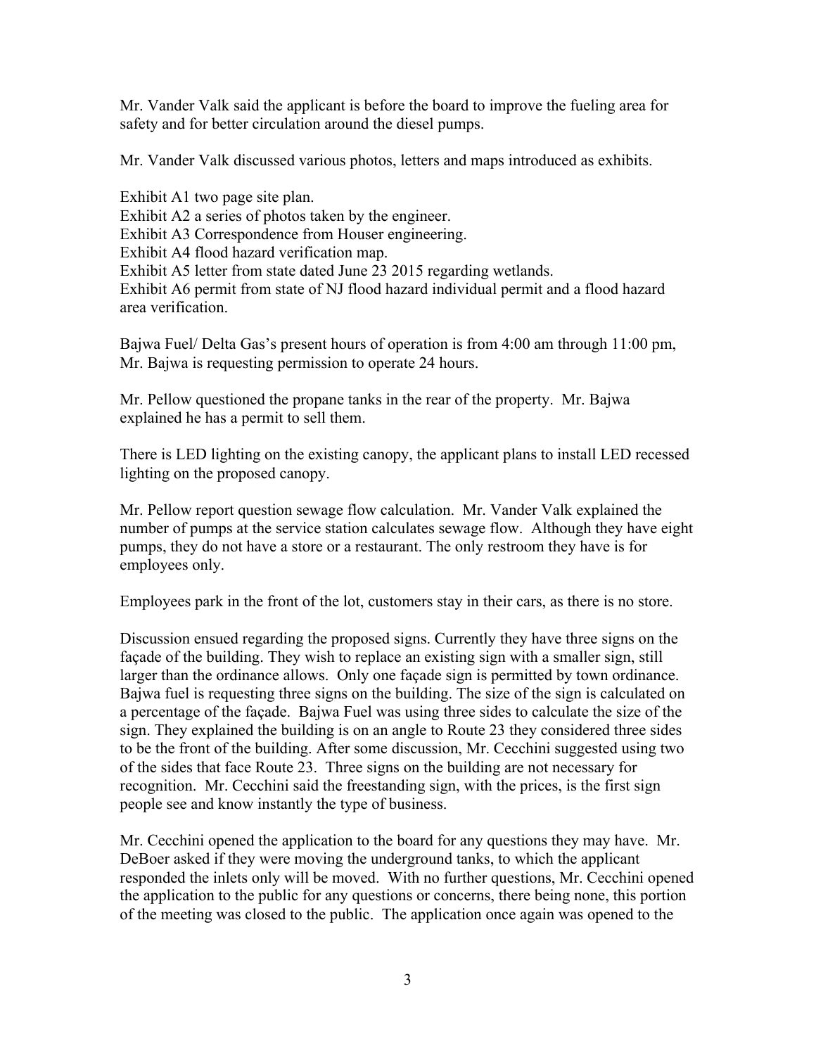Mr. Vander Valk said the applicant is before the board to improve the fueling area for safety and for better circulation around the diesel pumps.

Mr. Vander Valk discussed various photos, letters and maps introduced as exhibits.

Exhibit A1 two page site plan.
Exhibit A2 a series of photos taken by the engineer.
Exhibit A3 Correspondence from Houser engineering.
Exhibit A4 flood hazard verification map.
Exhibit A5 letter from state dated June 23 2015 regarding wetlands.
Exhibit A6 permit from state of NJ flood hazard individual permit and a flood hazard area verification.

Bajwa Fuel/ Delta Gas's present hours of operation is from 4:00 am through 11:00 pm, Mr. Bajwa is requesting permission to operate 24 hours.

Mr. Pellow questioned the propane tanks in the rear of the property. Mr. Bajwa explained he has a permit to sell them.

There is LED lighting on the existing canopy, the applicant plans to install LED recessed lighting on the proposed canopy.

Mr. Pellow report question sewage flow calculation. Mr. Vander Valk explained the number of pumps at the service station calculates sewage flow. Although they have eight pumps, they do not have a store or a restaurant. The only restroom they have is for employees only.

Employees park in the front of the lot, customers stay in their cars, as there is no store.

Discussion ensued regarding the proposed signs. Currently they have three signs on the façade of the building. They wish to replace an existing sign with a smaller sign, still larger than the ordinance allows. Only one façade sign is permitted by town ordinance. Bajwa fuel is requesting three signs on the building. The size of the sign is calculated on a percentage of the façade. Bajwa Fuel was using three sides to calculate the size of the sign. They explained the building is on an angle to Route 23 they considered three sides to be the front of the building. After some discussion, Mr. Cecchini suggested using two of the sides that face Route 23. Three signs on the building are not necessary for recognition. Mr. Cecchini said the freestanding sign, with the prices, is the first sign people see and know instantly the type of business.

Mr. Cecchini opened the application to the board for any questions they may have. Mr. DeBoer asked if they were moving the underground tanks, to which the applicant responded the inlets only will be moved. With no further questions, Mr. Cecchini opened the application to the public for any questions or concerns, there being none, this portion of the meeting was closed to the public. The application once again was opened to the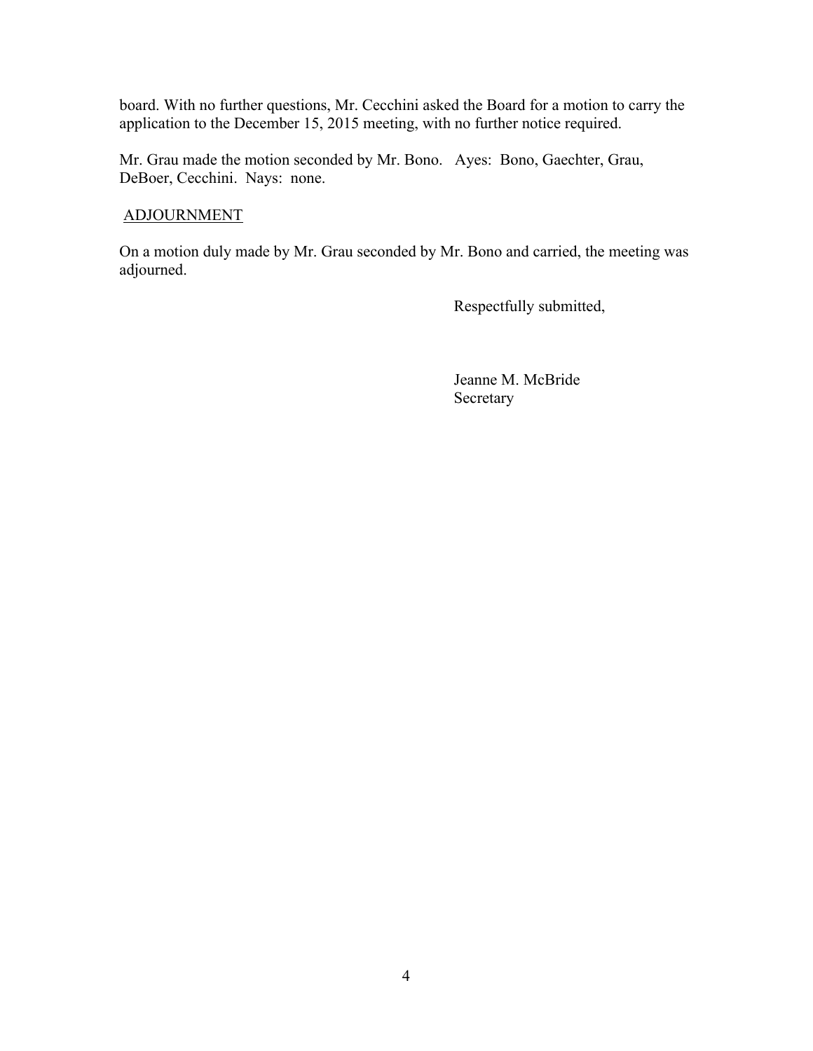board. With no further questions, Mr. Cecchini asked the Board for a motion to carry the application to the December 15, 2015 meeting, with no further notice required.

Mr. Grau made the motion seconded by Mr. Bono. Ayes: Bono, Gaechter, Grau, DeBoer, Cecchini. Nays: none.

<u>ADJOURNMENT</u>

On a motion duly made by Mr. Grau seconded by Mr. Bono and carried, the meeting was adjourned.

Respectfully submitted,

Jeanne M. McBride
Secretary